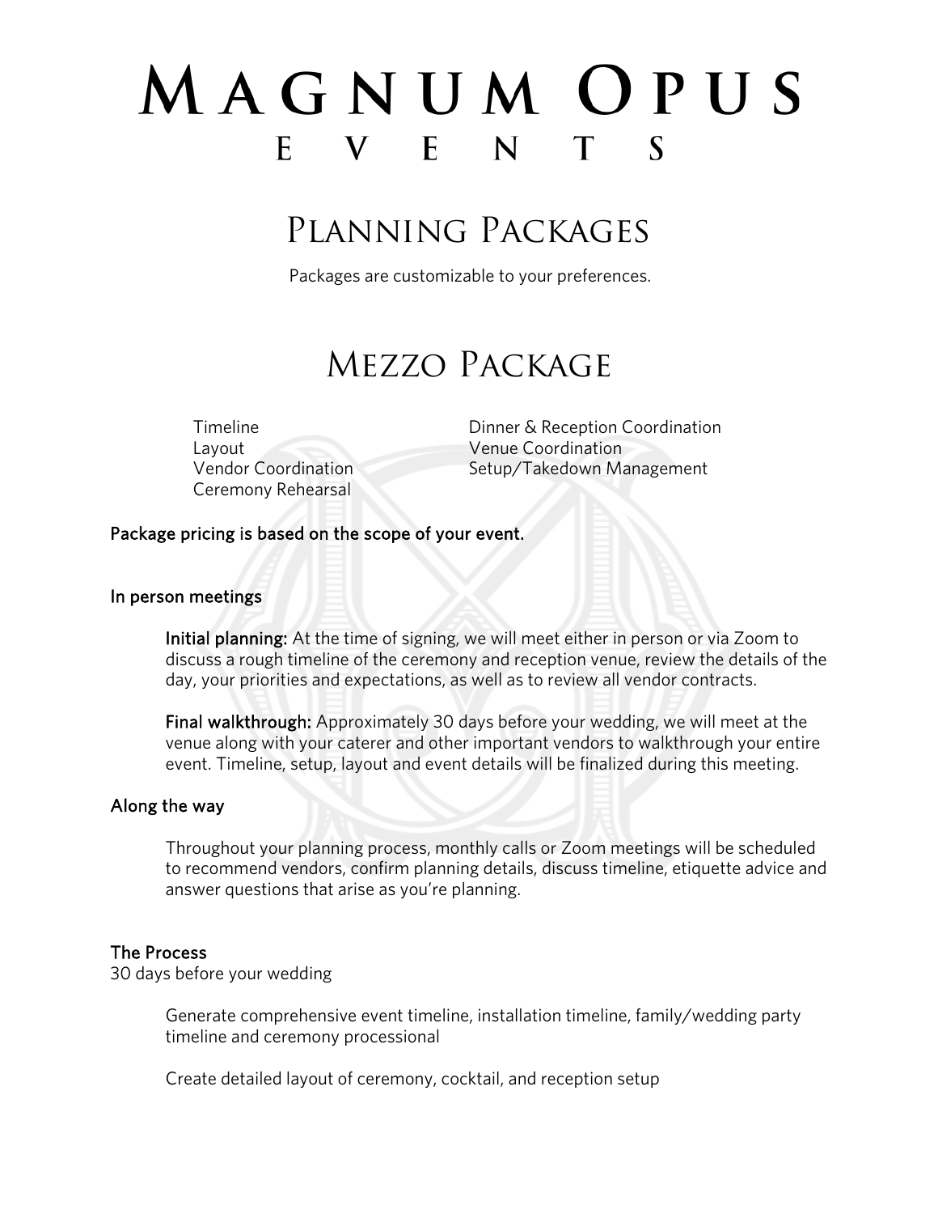# MAGNUM OPUS
## EVENTS

## Planning Packages

Packages are customizable to your preferences.

## Mezzo Package

- Timeline
- Layout
- Vendor Coordination
- Ceremony Rehearsal
- Dinner & Reception Coordination
- Venue Coordination
- Setup/Takedown Management

**Package pricing is based on the scope of your event.**

### In person meetings

**Initial planning:** At the time of signing, we will meet either in person or via Zoom to discuss a rough timeline of the ceremony and reception venue, review the details of the day, your priorities and expectations, as well as to review all vendor contracts.

**Final walkthrough:** Approximately 30 days before your wedding, we will meet at the venue along with your caterer and other important vendors to walkthrough your entire event. Timeline, setup, layout and event details will be finalized during this meeting.

### Along the way

Throughout your planning process, monthly calls or Zoom meetings will be scheduled to recommend vendors, confirm planning details, discuss timeline, etiquette advice and answer questions that arise as you're planning.

### The Process

30 days before your wedding

Generate comprehensive event timeline, installation timeline, family/wedding party timeline and ceremony processional

Create detailed layout of ceremony, cocktail, and reception setup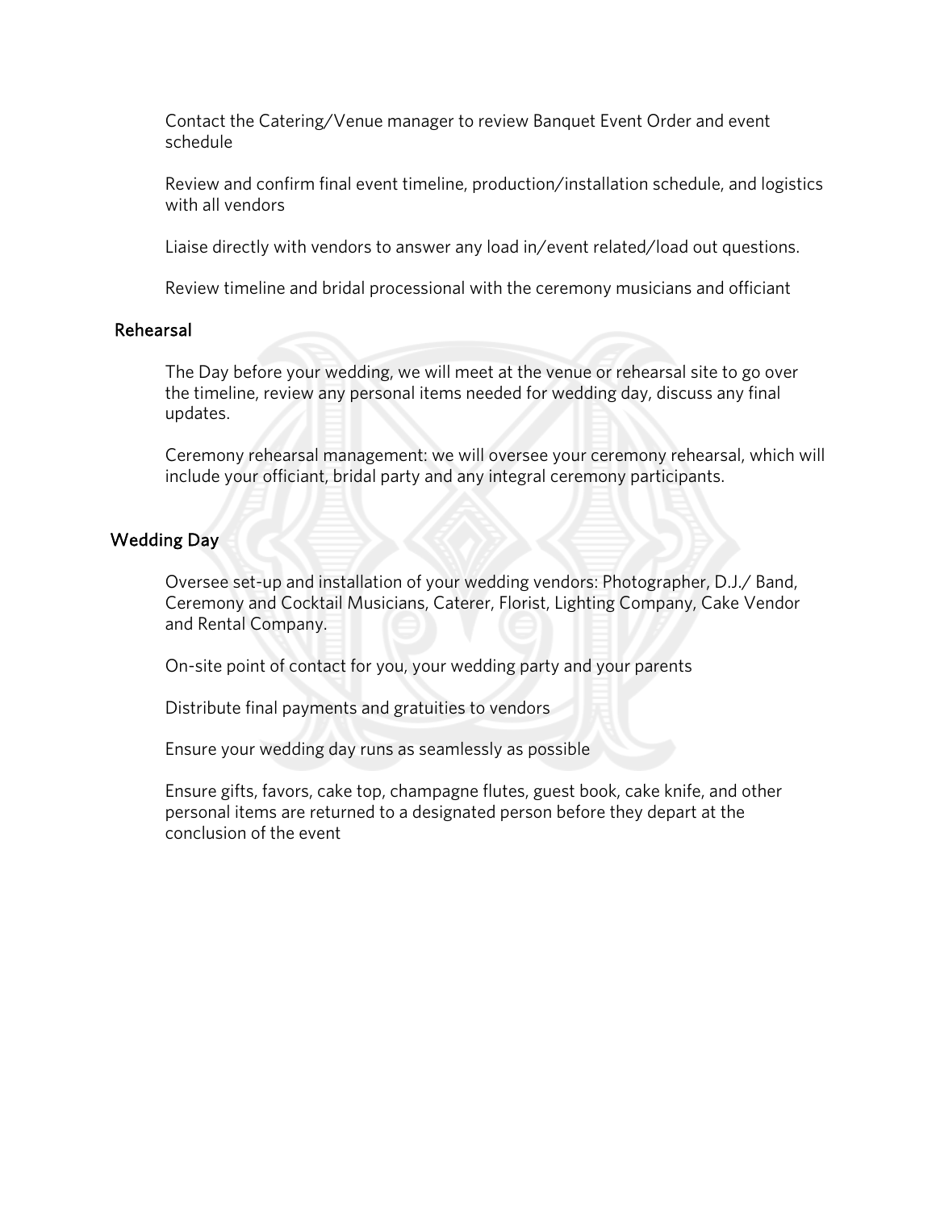Contact the Catering/Venue manager to review Banquet Event Order and event schedule

Review and confirm final event timeline, production/installation schedule, and logistics with all vendors

Liaise directly with vendors to answer any load in/event related/load out questions.

Review timeline and bridal processional with the ceremony musicians and officiant

## Rehearsal

The Day before your wedding, we will meet at the venue or rehearsal site to go over the timeline, review any personal items needed for wedding day, discuss any final updates.

Ceremony rehearsal management: we will oversee your ceremony rehearsal, which will include your officiant, bridal party and any integral ceremony participants.

## Wedding Day

Oversee set-up and installation of your wedding vendors: Photographer, D.J./ Band, Ceremony and Cocktail Musicians, Caterer, Florist, Lighting Company, Cake Vendor and Rental Company.

On-site point of contact for you, your wedding party and your parents

Distribute final payments and gratuities to vendors

Ensure your wedding day runs as seamlessly as possible

Ensure gifts, favors, cake top, champagne flutes, guest book, cake knife, and other personal items are returned to a designated person before they depart at the conclusion of the event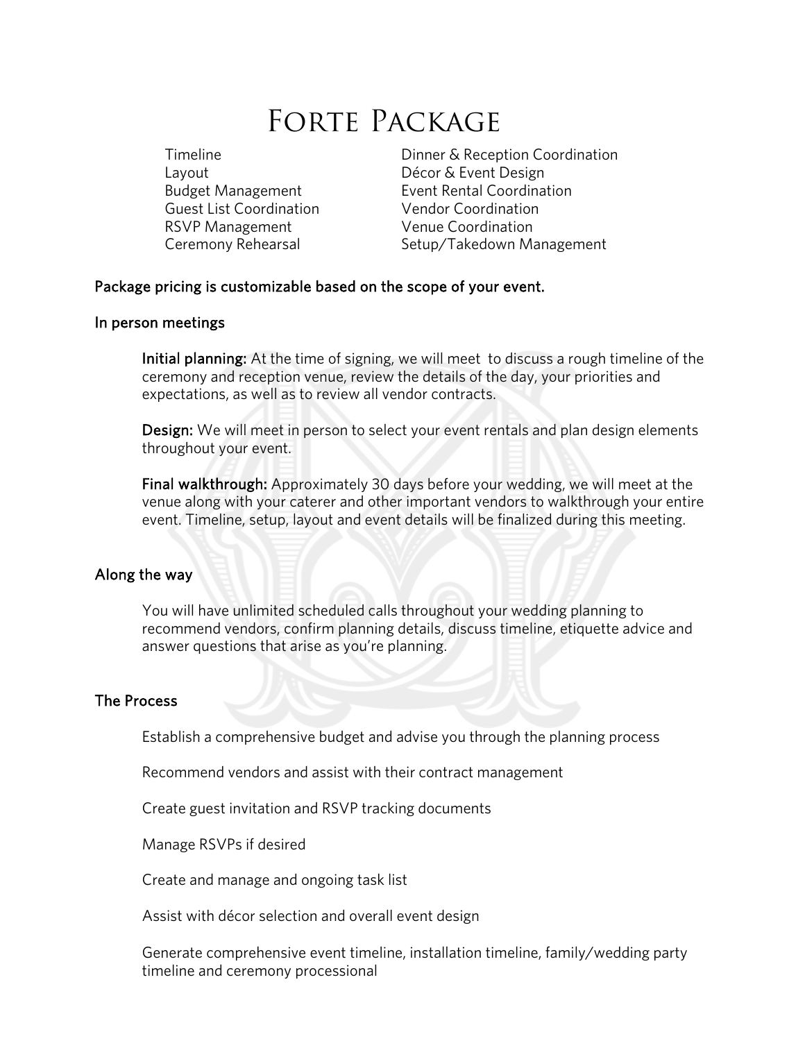# Forte Package

- Timeline
- Layout
- Budget Management
- Guest List Coordination
- RSVP Management
- Ceremony Rehearsal
- Dinner & Reception Coordination
- Décor & Event Design
- Event Rental Coordination
- Vendor Coordination
- Venue Coordination
- Setup/Takedown Management

**Package pricing is customizable based on the scope of your event.**

**In person meetings**

**Initial planning:** At the time of signing, we will meet to discuss a rough timeline of the ceremony and reception venue, review the details of the day, your priorities and expectations, as well as to review all vendor contracts.

**Design:** We will meet in person to select your event rentals and plan design elements throughout your event.

**Final walkthrough:** Approximately 30 days before your wedding, we will meet at the venue along with your caterer and other important vendors to walkthrough your entire event. Timeline, setup, layout and event details will be finalized during this meeting.

**Along the way**

You will have unlimited scheduled calls throughout your wedding planning to recommend vendors, confirm planning details, discuss timeline, etiquette advice and answer questions that arise as you're planning.

**The Process**

Establish a comprehensive budget and advise you through the planning process

Recommend vendors and assist with their contract management

Create guest invitation and RSVP tracking documents

Manage RSVPs if desired

Create and manage and ongoing task list

Assist with décor selection and overall event design

Generate comprehensive event timeline, installation timeline, family/wedding party timeline and ceremony processional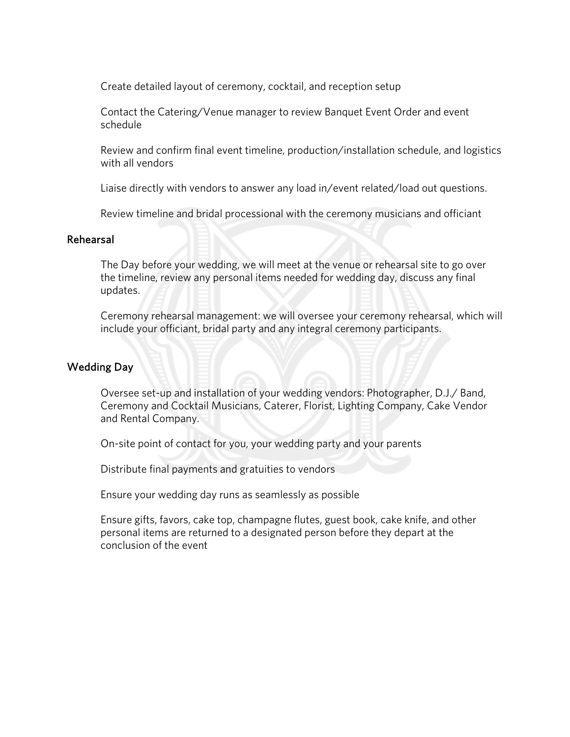Create detailed layout of ceremony, cocktail, and reception setup

Contact the Catering/Venue manager to review Banquet Event Order and event schedule

Review and confirm final event timeline, production/installation schedule, and logistics with all vendors

Liaise directly with vendors to answer any load in/event related/load out questions.

Review timeline and bridal processional with the ceremony musicians and officiant

## Rehearsal

The Day before your wedding, we will meet at the venue or rehearsal site to go over the timeline, review any personal items needed for wedding day, discuss any final updates.

Ceremony rehearsal management: we will oversee your ceremony rehearsal, which will include your officiant, bridal party and any integral ceremony participants.

## Wedding Day

Oversee set-up and installation of your wedding vendors: Photographer, D.J./ Band, Ceremony and Cocktail Musicians, Caterer, Florist, Lighting Company, Cake Vendor and Rental Company.

On-site point of contact for you, your wedding party and your parents

Distribute final payments and gratuities to vendors

Ensure your wedding day runs as seamlessly as possible

Ensure gifts, favors, cake top, champagne flutes, guest book, cake knife, and other personal items are returned to a designated person before they depart at the conclusion of the event